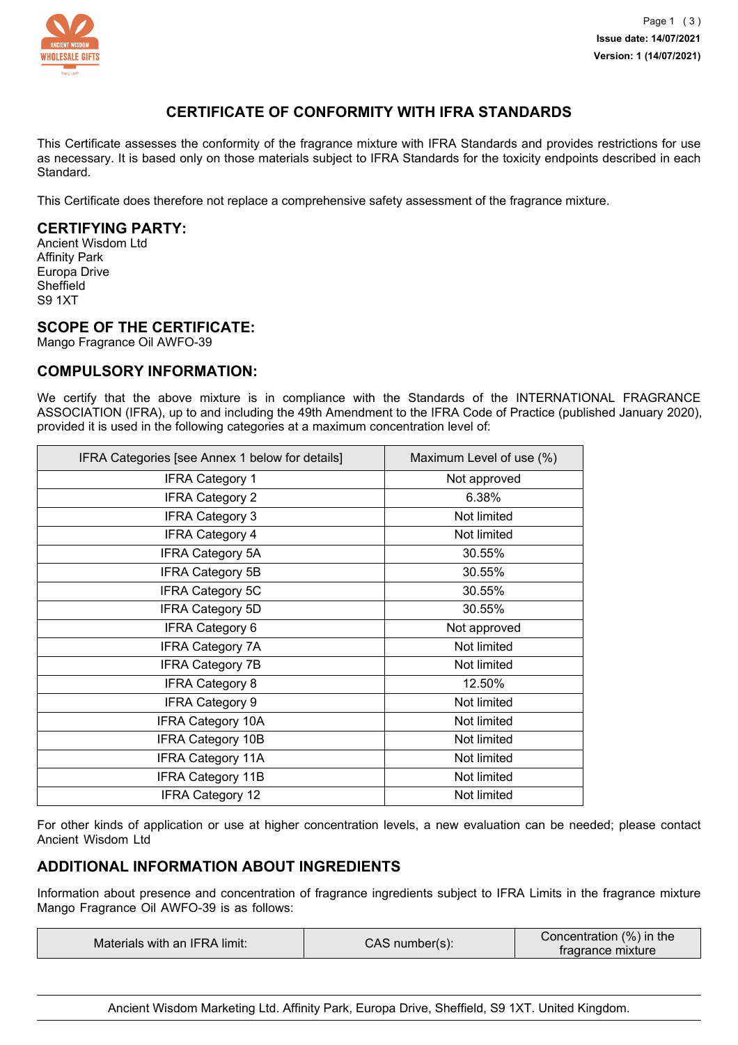# CERTIFICATE OF CONFORMITY WITH IFRA STANDARDS

This Certificate assesses the conformity of the fragrance mixture with IFRA Standards and provides restrictions for use as necessary. It is based only on those materials subject to IFRA Standards for the toxicity endpoints described in each Standard.

This Certificate does therefore not replace a comprehensive safety assessment of the fragrance mixture.

## CERTIFYING PARTY:

Ancient Wisdom Ltd
Affinity Park
Europa Drive
Sheffield
S9 1XT

## SCOPE OF THE CERTIFICATE:

Mango Fragrance Oil AWFO-39

## COMPULSORY INFORMATION:

We certify that the above mixture is in compliance with the Standards of the INTERNATIONAL FRAGRANCE ASSOCIATION (IFRA), up to and including the 49th Amendment to the IFRA Code of Practice (published January 2020), provided it is used in the following categories at a maximum concentration level of:

| IFRA Categories [see Annex 1 below for details] | Maximum Level of use (%) |
|---|---|
| IFRA Category 1 | Not approved |
| IFRA Category 2 | 6.38% |
| IFRA Category 3 | Not limited |
| IFRA Category 4 | Not limited |
| IFRA Category 5A | 30.55% |
| IFRA Category 5B | 30.55% |
| IFRA Category 5C | 30.55% |
| IFRA Category 5D | 30.55% |
| IFRA Category 6 | Not approved |
| IFRA Category 7A | Not limited |
| IFRA Category 7B | Not limited |
| IFRA Category 8 | 12.50% |
| IFRA Category 9 | Not limited |
| IFRA Category 10A | Not limited |
| IFRA Category 10B | Not limited |
| IFRA Category 11A | Not limited |
| IFRA Category 11B | Not limited |
| IFRA Category 12 | Not limited |

For other kinds of application or use at higher concentration levels, a new evaluation can be needed; please contact Ancient Wisdom Ltd

## ADDITIONAL INFORMATION ABOUT INGREDIENTS

Information about presence and concentration of fragrance ingredients subject to IFRA Limits in the fragrance mixture Mango Fragrance Oil AWFO-39 is as follows:

| Materials with an IFRA limit: | CAS number(s): | Concentration (%) in the fragrance mixture |
|---|---|---|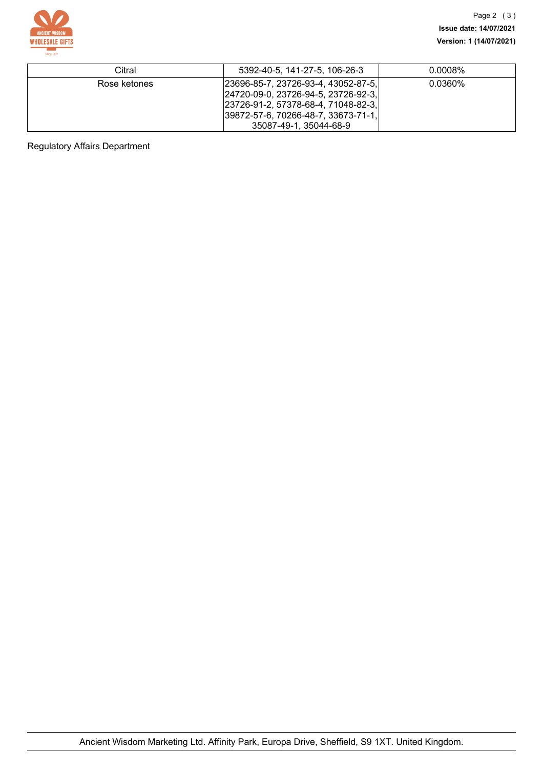| Citral | 5392-40-5, 141-27-5, 106-26-3 | 0.0008% |
|---|---|---|
| Rose ketones | 23696-85-7, 23726-93-4, 43052-87-5, 24720-09-0, 23726-94-5, 23726-92-3, 23726-91-2, 57378-68-4, 71048-82-3, 39872-57-6, 70266-48-7, 33673-71-1, 35087-49-1, 35044-68-9 | 0.0360% |

Regulatory Affairs Department

Ancient Wisdom Marketing Ltd. Affinity Park, Europa Drive, Sheffield, S9 1XT. United Kingdom.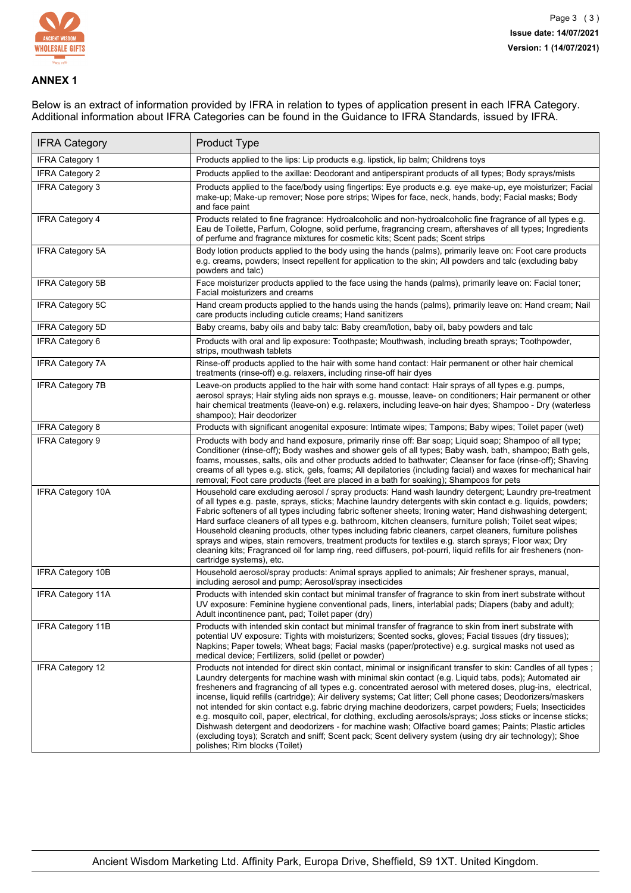## ANNEX 1

Below is an extract of information provided by IFRA in relation to types of application present in each IFRA Category. Additional information about IFRA Categories can be found in the Guidance to IFRA Standards, issued by IFRA.

| IFRA Category | Product Type |
|---|---|
| IFRA Category 1 | Products applied to the lips: Lip products e.g. lipstick, lip balm; Childrens toys |
| IFRA Category 2 | Products applied to the axillae: Deodorant and antiperspirant products of all types; Body sprays/mists |
| IFRA Category 3 | Products applied to the face/body using fingertips: Eye products e.g. eye make-up, eye moisturizer; Facial make-up; Make-up remover; Nose pore strips; Wipes for face, neck, hands, body; Facial masks; Body and face paint |
| IFRA Category 4 | Products related to fine fragrance: Hydroalcoholic and non-hydroalcoholic fine fragrance of all types e.g. Eau de Toilette, Parfum, Cologne, solid perfume, fragrancing cream, aftershaves of all types; Ingredients of perfume and fragrance mixtures for cosmetic kits; Scent pads; Scent strips |
| IFRA Category 5A | Body lotion products applied to the body using the hands (palms), primarily leave on: Foot care products e.g. creams, powders; Insect repellent for application to the skin; All powders and talc (excluding baby powders and talc) |
| IFRA Category 5B | Face moisturizer products applied to the face using the hands (palms), primarily leave on: Facial toner; Facial moisturizers and creams |
| IFRA Category 5C | Hand cream products applied to the hands using the hands (palms), primarily leave on: Hand cream; Nail care products including cuticle creams; Hand sanitizers |
| IFRA Category 5D | Baby creams, baby oils and baby talc: Baby cream/lotion, baby oil, baby powders and talc |
| IFRA Category 6 | Products with oral and lip exposure: Toothpaste; Mouthwash, including breath sprays; Toothpowder, strips, mouthwash tablets |
| IFRA Category 7A | Rinse-off products applied to the hair with some hand contact: Hair permanent or other hair chemical treatments (rinse-off) e.g. relaxers, including rinse-off hair dyes |
| IFRA Category 7B | Leave-on products applied to the hair with some hand contact: Hair sprays of all types e.g. pumps, aerosol sprays; Hair styling aids non sprays e.g. mousse, leave- on conditioners; Hair permanent or other hair chemical treatments (leave-on) e.g. relaxers, including leave-on hair dyes; Shampoo - Dry (waterless shampoo); Hair deodorizer |
| IFRA Category 8 | Products with significant anogenital exposure: Intimate wipes; Tampons; Baby wipes; Toilet paper (wet) |
| IFRA Category 9 | Products with body and hand exposure, primarily rinse off: Bar soap; Liquid soap; Shampoo of all type; Conditioner (rinse-off); Body washes and shower gels of all types; Baby wash, bath, shampoo; Bath gels, foams, mousses, salts, oils and other products added to bathwater; Cleanser for face (rinse-off); Shaving creams of all types e.g. stick, gels, foams; All depilatories (including facial) and waxes for mechanical hair removal; Foot care products (feet are placed in a bath for soaking); Shampoos for pets |
| IFRA Category 10A | Household care excluding aerosol / spray products: Hand wash laundry detergent; Laundry pre-treatment of all types e.g. paste, sprays, sticks; Machine laundry detergents with skin contact e.g. liquids, powders; Fabric softeners of all types including fabric softener sheets; Ironing water; Hand dishwashing detergent; Hard surface cleaners of all types e.g. bathroom, kitchen cleansers, furniture polish; Toilet seat wipes; Household cleaning products, other types including fabric cleaners, carpet cleaners, furniture polishes sprays and wipes, stain removers, treatment products for textiles e.g. starch sprays; Floor wax; Dry cleaning kits; Fragranced oil for lamp ring, reed diffusers, pot-pourri, liquid refills for air fresheners (non-cartridge systems), etc. |
| IFRA Category 10B | Household aerosol/spray products: Animal sprays applied to animals; Air freshener sprays, manual, including aerosol and pump; Aerosol/spray insecticides |
| IFRA Category 11A | Products with intended skin contact but minimal transfer of fragrance to skin from inert substrate without UV exposure: Feminine hygiene conventional pads, liners, interlabial pads; Diapers (baby and adult); Adult incontinence pant, pad; Toilet paper (dry) |
| IFRA Category 11B | Products with intended skin contact but minimal transfer of fragrance to skin from inert substrate with potential UV exposure: Tights with moisturizers; Scented socks, gloves; Facial tissues (dry tissues); Napkins; Paper towels; Wheat bags; Facial masks (paper/protective) e.g. surgical masks not used as medical device; Fertilizers, solid (pellet or powder) |
| IFRA Category 12 | Products not intended for direct skin contact, minimal or insignificant transfer to skin: Candles of all types ; Laundry detergents for machine wash with minimal skin contact (e.g. Liquid tabs, pods); Automated air fresheners and fragrancing of all types e.g. concentrated aerosol with metered doses, plug-ins, electrical, incense, liquid refills (cartridge); Air delivery systems; Cat litter; Cell phone cases; Deodorizers/maskers not intended for skin contact e.g. fabric drying machine deodorizers, carpet powders; Fuels; Insecticides e.g. mosquito coil, paper, electrical, for clothing, excluding aerosols/sprays; Joss sticks or incense sticks; Dishwash detergent and deodorizers - for machine wash; Olfactive board games; Paints; Plastic articles (excluding toys); Scratch and sniff; Scent pack; Scent delivery system (using dry air technology); Shoe polishes; Rim blocks (Toilet) |